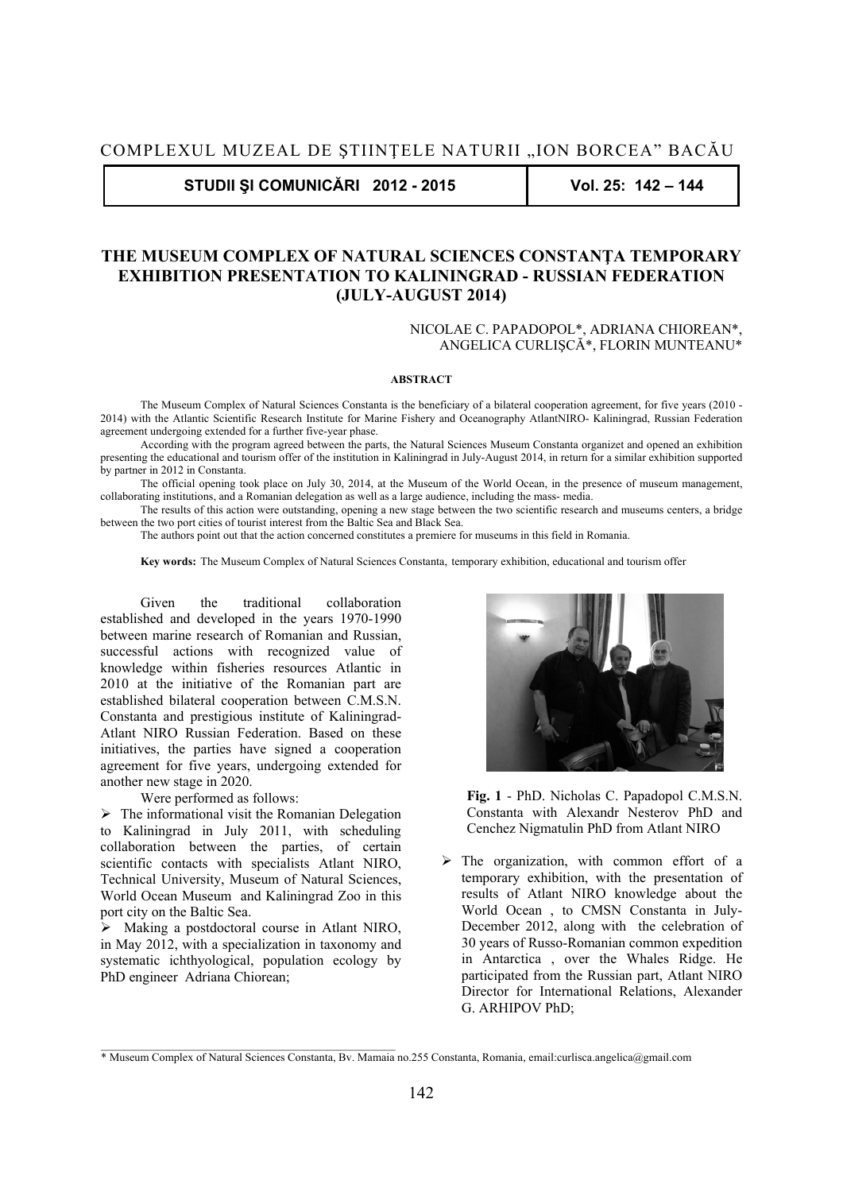# THE MUSEUM COMPLEX OF NATURAL SCIENCES CONSTANŢA TEMPORARY EXHIBITION PRESENTATION TO KALININGRAD - RUSSIAN FEDERATION (JULY-AUGUST 2014)

NICOLAE C. PAPADOPOL\*, ADRIANA CHIOREAN\*, ANGELICA CURLIŞCĂ\*, FLORIN MUNTEANU\*

## ABSTRACT

The Museum Complex of Natural Sciences Constanta is the beneficiary of a bilateral cooperation agreement, for five years (2010 - 2014) with the Atlantic Scientific Research Institute for Marine Fishery and Oceanography AtlantNIRO- Kaliningrad, Russian Federation agreement undergoing extended for a further five-year phase.

According with the program agreed between the parts, the Natural Sciences Museum Constanta organizet and opened an exhibition presenting the educational and tourism offer of the institution in Kaliningrad in July-August 2014, in return for a similar exhibition supported by partner in 2012 in Constanta.

The official opening took place on July 30, 2014, at the Museum of the World Ocean, in the presence of museum management, collaborating institutions, and a Romanian delegation as well as a large audience, including the mass- media.

The results of this action were outstanding, opening a new stage between the two scientific research and museums centers, a bridge between the two port cities of tourist interest from the Baltic Sea and Black Sea.

The authors point out that the action concerned constitutes a premiere for museums in this field in Romania.

**Key words:** The Museum Complex of Natural Sciences Constanta, temporary exhibition, educational and tourism offer

Given the traditional collaboration established and developed in the years 1970-1990 between marine research of Romanian and Russian, successful actions with recognized value of knowledge within fisheries resources Atlantic in 2010 at the initiative of the Romanian part are established bilateral cooperation between C.M.S.N. Constanta and prestigious institute of Kaliningrad-Atlant NIRO Russian Federation. Based on these initiatives, the parties have signed a cooperation agreement for five years, undergoing extended for another new stage in 2020.

Were performed as follows:

- The informational visit the Romanian Delegation to Kaliningrad in July 2011, with scheduling collaboration between the parties, of certain scientific contacts with specialists Atlant NIRO, Technical University, Museum of Natural Sciences, World Ocean Museum and Kaliningrad Zoo in this port city on the Baltic Sea.
- Making a postdoctoral course in Atlant NIRO, in May 2012, with a specialization in taxonomy and systematic ichthyological, population ecology by PhD engineer Adriana Chiorean;

**Fig. 1** - PhD. Nicholas C. Papadopol C.M.S.N. Constanta with Alexandr Nesterov PhD and Cenchez Nigmatulin PhD from Atlant NIRO

- The organization, with common effort of a temporary exhibition, with the presentation of results of Atlant NIRO knowledge about the World Ocean , to CMSN Constanta in July-December 2012, along with the celebration of 30 years of Russo-Romanian common expedition in Antarctica , over the Whales Ridge. He participated from the Russian part, Atlant NIRO Director for International Relations, Alexander G. ARHIPOV PhD;

\* Museum Complex of Natural Sciences Constanta, Bv. Mamaia no.255 Constanta, Romania, email:curlisca.angelica@gmail.com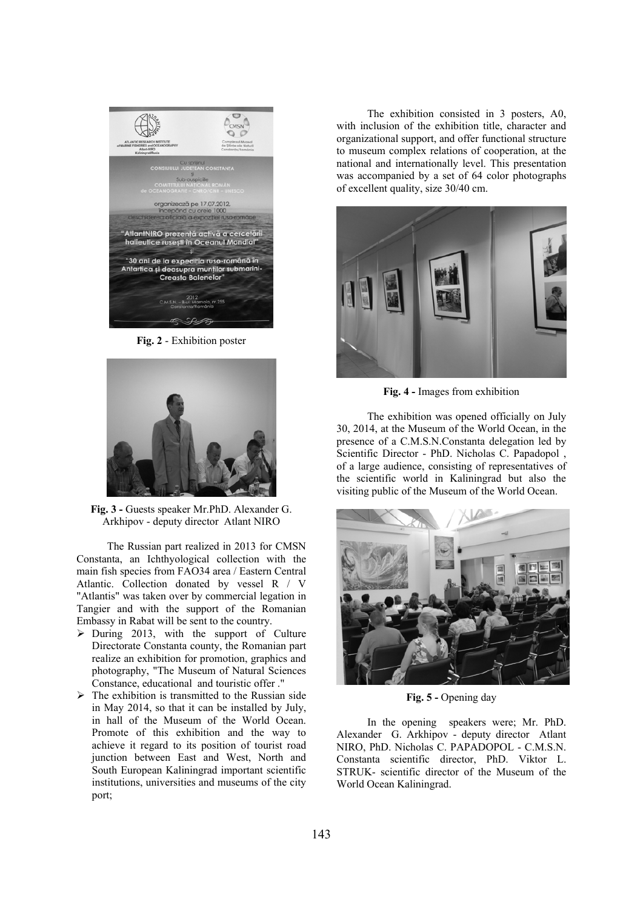Fig. 2 - Exhibition poster

Fig. 3 - Guests speaker Mr.PhD. Alexander G. Arkhipov - deputy director Atlant NIRO

The Russian part realized in 2013 for CMSN Constanta, an Ichthyological collection with the main fish species from FAO34 area / Eastern Central Atlantic. Collection donated by vessel R / V "Atlantis" was taken over by commercial legation in Tangier and with the support of the Romanian Embassy in Rabat will be sent to the country.

- During 2013, with the support of Culture Directorate Constanta county, the Romanian part realize an exhibition for promotion, graphics and photography, "The Museum of Natural Sciences Constance, educational and touristic offer ."
- The exhibition is transmitted to the Russian side in May 2014, so that it can be installed by July, in hall of the Museum of the World Ocean. Promote of this exhibition and the way to achieve it regard to its position of tourist road junction between East and West, North and South European Kaliningrad important scientific institutions, universities and museums of the city port;

The exhibition consisted in 3 posters, A0, with inclusion of the exhibition title, character and organizational support, and offer functional structure to museum complex relations of cooperation, at the national and internationally level. This presentation was accompanied by a set of 64 color photographs of excellent quality, size 30/40 cm.

Fig. 4 - Images from exhibition

The exhibition was opened officially on July 30, 2014, at the Museum of the World Ocean, in the presence of a C.M.S.N.Constanta delegation led by Scientific Director - PhD. Nicholas C. Papadopol , of a large audience, consisting of representatives of the scientific world in Kaliningrad but also the visiting public of the Museum of the World Ocean.

Fig. 5 - Opening day

In the opening speakers were; Mr. PhD. Alexander G. Arkhipov - deputy director Atlant NIRO, PhD. Nicholas C. PAPADOPOL - C.M.S.N. Constanta scientific director, PhD. Viktor L. STRUK- scientific director of the Museum of the World Ocean Kaliningrad.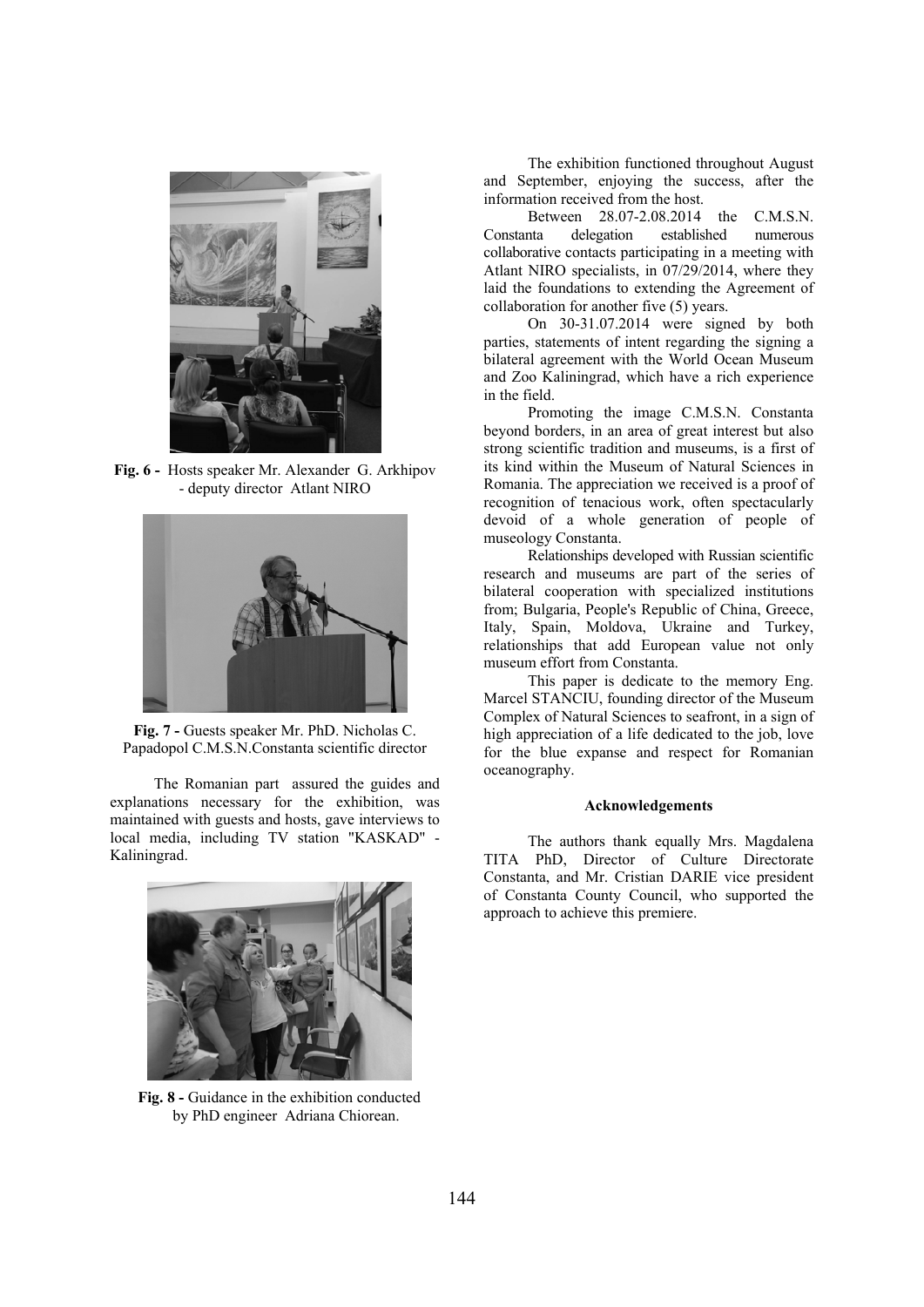Fig. 6 - Hosts speaker Mr. Alexander G. Arkhipov - deputy director Atlant NIRO

Fig. 7 - Guests speaker Mr. PhD. Nicholas C. Papadopol C.M.S.N.Constanta scientific director

The Romanian part assured the guides and explanations necessary for the exhibition, was maintained with guests and hosts, gave interviews to local media, including TV station "KASKAD" - Kaliningrad.

Fig. 8 - Guidance in the exhibition conducted by PhD engineer Adriana Chiorean.

The exhibition functioned throughout August and September, enjoying the success, after the information received from the host.

Between 28.07-2.08.2014 the C.M.S.N. Constanta delegation established numerous collaborative contacts participating in a meeting with Atlant NIRO specialists, in 07/29/2014, where they laid the foundations to extending the Agreement of collaboration for another five (5) years.

On 30-31.07.2014 were signed by both parties, statements of intent regarding the signing a bilateral agreement with the World Ocean Museum and Zoo Kaliningrad, which have a rich experience in the field.

Promoting the image C.M.S.N. Constanta beyond borders, in an area of great interest but also strong scientific tradition and museums, is a first of its kind within the Museum of Natural Sciences in Romania. The appreciation we received is a proof of recognition of tenacious work, often spectacularly devoid of a whole generation of people of museology Constanta.

Relationships developed with Russian scientific research and museums are part of the series of bilateral cooperation with specialized institutions from; Bulgaria, People's Republic of China, Greece, Italy, Spain, Moldova, Ukraine and Turkey, relationships that add European value not only museum effort from Constanta.

This paper is dedicate to the memory Eng. Marcel STANCIU, founding director of the Museum Complex of Natural Sciences to seafront, in a sign of high appreciation of a life dedicated to the job, love for the blue expanse and respect for Romanian oceanography.

#### Acknowledgements

The authors thank equally Mrs. Magdalena TITA PhD, Director of Culture Directorate Constanta, and Mr. Cristian DARIE vice president of Constanta County Council, who supported the approach to achieve this premiere.